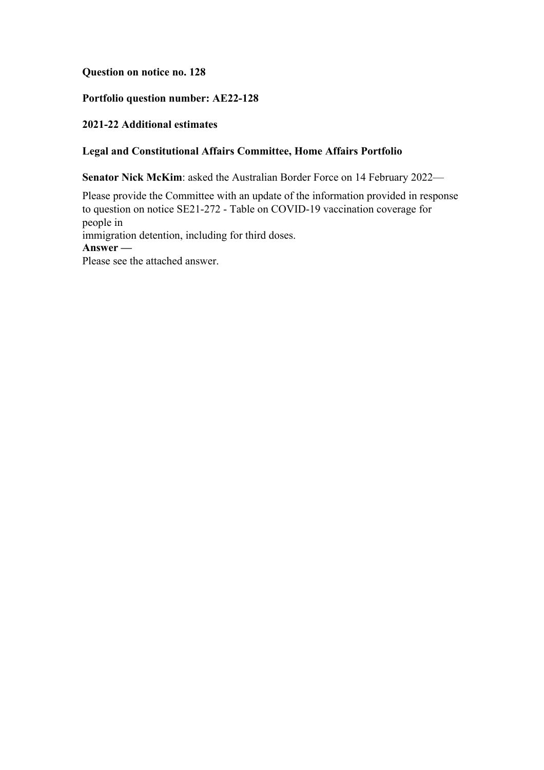**Question on notice no. 128**

**Portfolio question number: AE22-128**

**2021-22 Additional estimates**

**Legal and Constitutional Affairs Committee, Home Affairs Portfolio**

**Senator Nick McKim**: asked the Australian Border Force on 14 February 2022—

Please provide the Committee with an update of the information provided in response to question on notice SE21-272 - Table on COVID-19 vaccination coverage for people in
immigration detention, including for third doses.

**Answer —**

Please see the attached answer.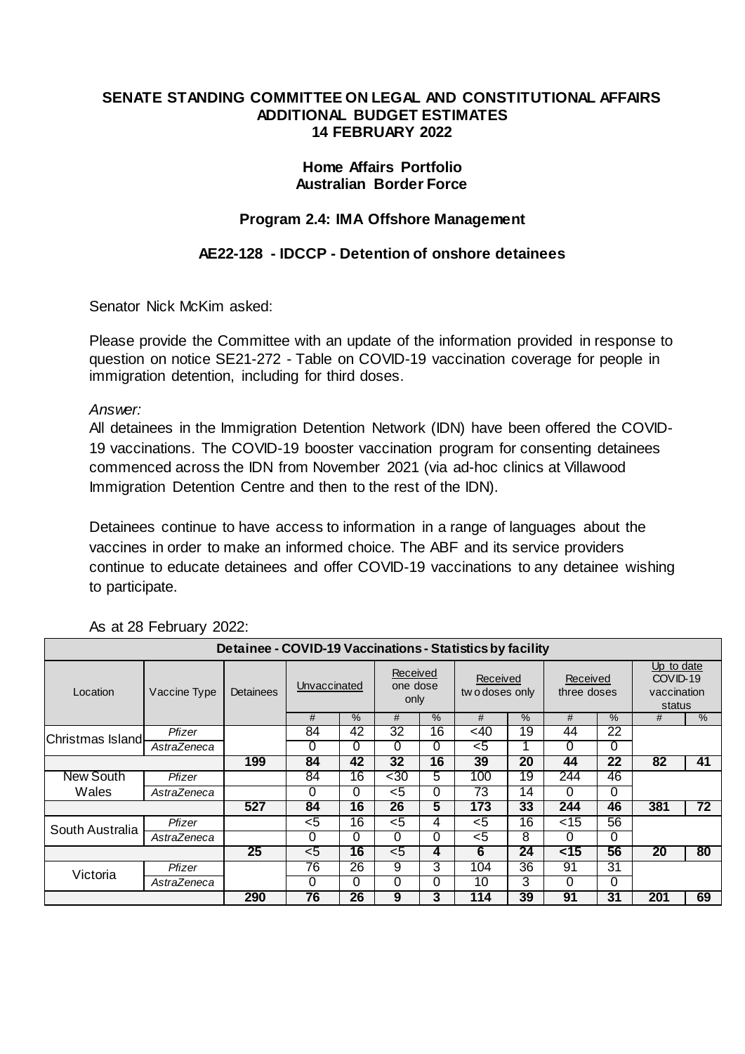**SENATE STANDING COMMITTEE ON LEGAL AND CONSTITUTIONAL AFFAIRS**
**ADDITIONAL BUDGET ESTIMATES**
**14 FEBRUARY 2022**

**Home Affairs Portfolio**
**Australian Border Force**

**Program 2.4: IMA Offshore Management**

**AE22-128 - IDCCP - Detention of onshore detainees**

Senator Nick McKim asked:

Please provide the Committee with an update of the information provided in response to question on notice SE21-272 - Table on COVID-19 vaccination coverage for people in immigration detention, including for third doses.

*Answer:*

All detainees in the Immigration Detention Network (IDN) have been offered the COVID-19 vaccinations. The COVID-19 booster vaccination program for consenting detainees commenced across the IDN from November 2021 (via ad-hoc clinics at Villawood Immigration Detention Centre and then to the rest of the IDN).

Detainees continue to have access to information in a range of languages about the vaccines in order to make an informed choice. The ABF and its service providers continue to educate detainees and offer COVID-19 vaccinations to any detainee wishing to participate.

As at 28 February 2022:

| **Detainee - COVID-19 Vaccinations - Statistics by facility** | | | | | | | | | | | | |
|---|---|---|---|---|---|---|---|---|---|---|---|---|
| Location | Vaccine Type | Detainees | Unvaccinated | | Received one dose only | | Received two doses only | | Received three doses | | Up to date COVID-19 vaccination status | |
| | | | # | % | # | % | # | % | # | % | # | % |
| Christmas Island | *Pfizer* | | 84 | 42 | 32 | 16 | <40 | 19 | 44 | 22 | | |
| | *AstraZeneca* | | 0 | 0 | 0 | 0 | <5 | 1 | 0 | 0 | | |
| | | **199** | **84** | **42** | **32** | **16** | **39** | **20** | **44** | **22** | **82** | **41** |
| New South Wales | *Pfizer* | | 84 | 16 | <30 | 5 | 100 | 19 | 244 | 46 | | |
| | *AstraZeneca* | | 0 | 0 | <5 | 0 | 73 | 14 | 0 | 0 | | |
| | | **527** | **84** | **16** | **26** | **5** | **173** | **33** | **244** | **46** | **381** | **72** |
| South Australia | *Pfizer* | | <5 | 16 | <5 | 4 | <5 | 16 | <15 | 56 | | |
| | *AstraZeneca* | | 0 | 0 | 0 | 0 | <5 | 8 | 0 | 0 | | |
| | | **25** | **<5** | **16** | **<5** | **4** | **6** | **24** | **<15** | **56** | **20** | **80** |
| Victoria | *Pfizer* | | 76 | 26 | 9 | 3 | 104 | 36 | 91 | 31 | | |
| | *AstraZeneca* | | 0 | 0 | 0 | 0 | 10 | 3 | 0 | 0 | | |
| | | **290** | **76** | **26** | **9** | **3** | **114** | **39** | **91** | **31** | **201** | **69** |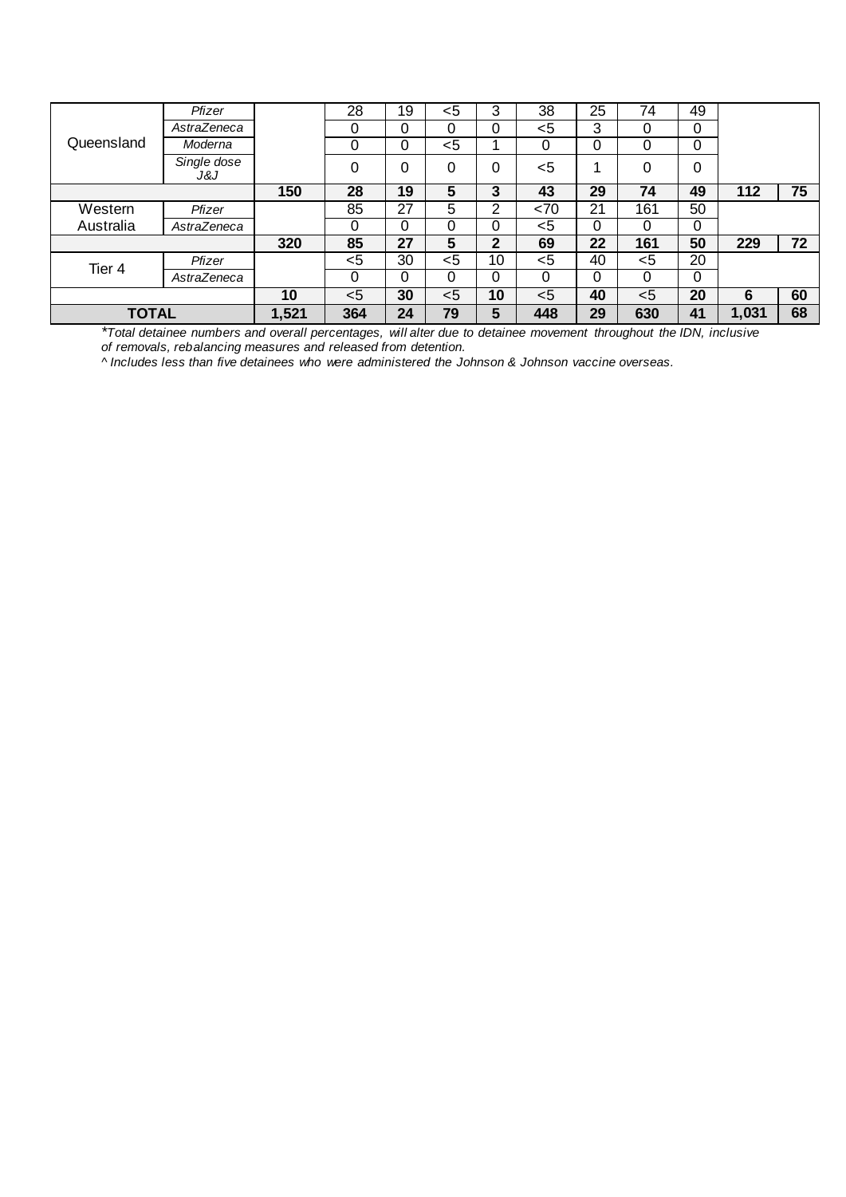| | | | | | | | | | | | | |
|---|---|---|---|---|---|---|---|---|---|---|---|---|
| Queensland | *Pfizer* | | 28 | 19 | <5 | 3 | 38 | 25 | 74 | 49 | | |
| | *AstraZeneca* | | 0 | 0 | 0 | 0 | <5 | 3 | 0 | 0 | | |
| | *Moderna* | | 0 | 0 | <5 | 1 | 0 | 0 | 0 | 0 | | |
| | *Single dose J&J* | | 0 | 0 | 0 | 0 | <5 | 1 | 0 | 0 | | |
| | | **150** | **28** | **19** | **5** | **3** | **43** | **29** | **74** | **49** | **112** | **75** |
| Western Australia | *Pfizer* | | 85 | 27 | 5 | 2 | <70 | 21 | 161 | 50 | | |
| | *AstraZeneca* | | 0 | 0 | 0 | 0 | <5 | 0 | 0 | 0 | | |
| | | **320** | **85** | **27** | **5** | **2** | **69** | **22** | **161** | **50** | **229** | **72** |
| Tier 4 | *Pfizer* | | <5 | 30 | <5 | 10 | <5 | 40 | <5 | 20 | | |
| | *AstraZeneca* | | 0 | 0 | 0 | 0 | 0 | 0 | 0 | 0 | | |
| | | **10** | **<5** | **30** | **<5** | **10** | **<5** | **40** | **<5** | **20** | **6** | **60** |
| **TOTAL** | | **1,521** | **364** | **24** | **79** | **5** | **448** | **29** | **630** | **41** | **1,031** | **68** |

*Total detainee numbers and overall percentages, will alter due to detainee movement throughout the IDN, inclusive of removals, rebalancing measures and released from detention.*

*^ Includes less than five detainees who were administered the Johnson & Johnson vaccine overseas.*